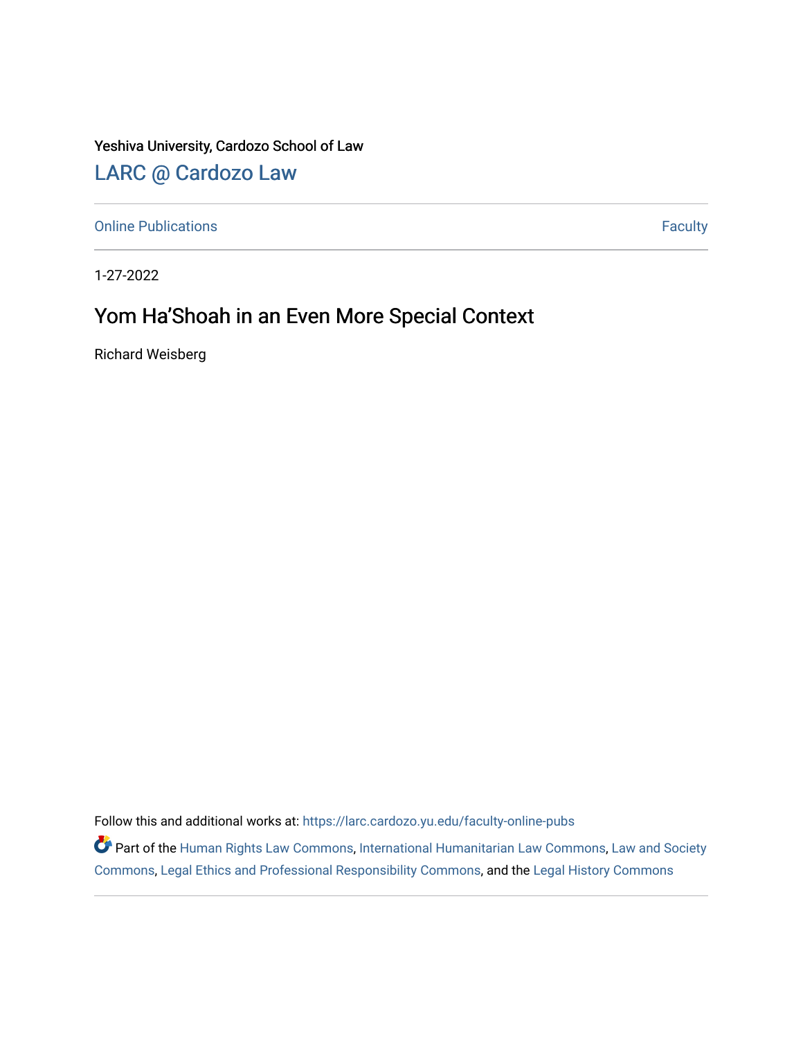Yeshiva University, Cardozo School of Law

LARC @ Cardozo Law

Online Publications | Faculty

1-27-2022

# Yom Ha'Shoah in an Even More Special Context

Richard Weisberg

Follow this and additional works at: https://larc.cardozo.yu.edu/faculty-online-pubs

Part of the Human Rights Law Commons, International Humanitarian Law Commons, Law and Society Commons, Legal Ethics and Professional Responsibility Commons, and the Legal History Commons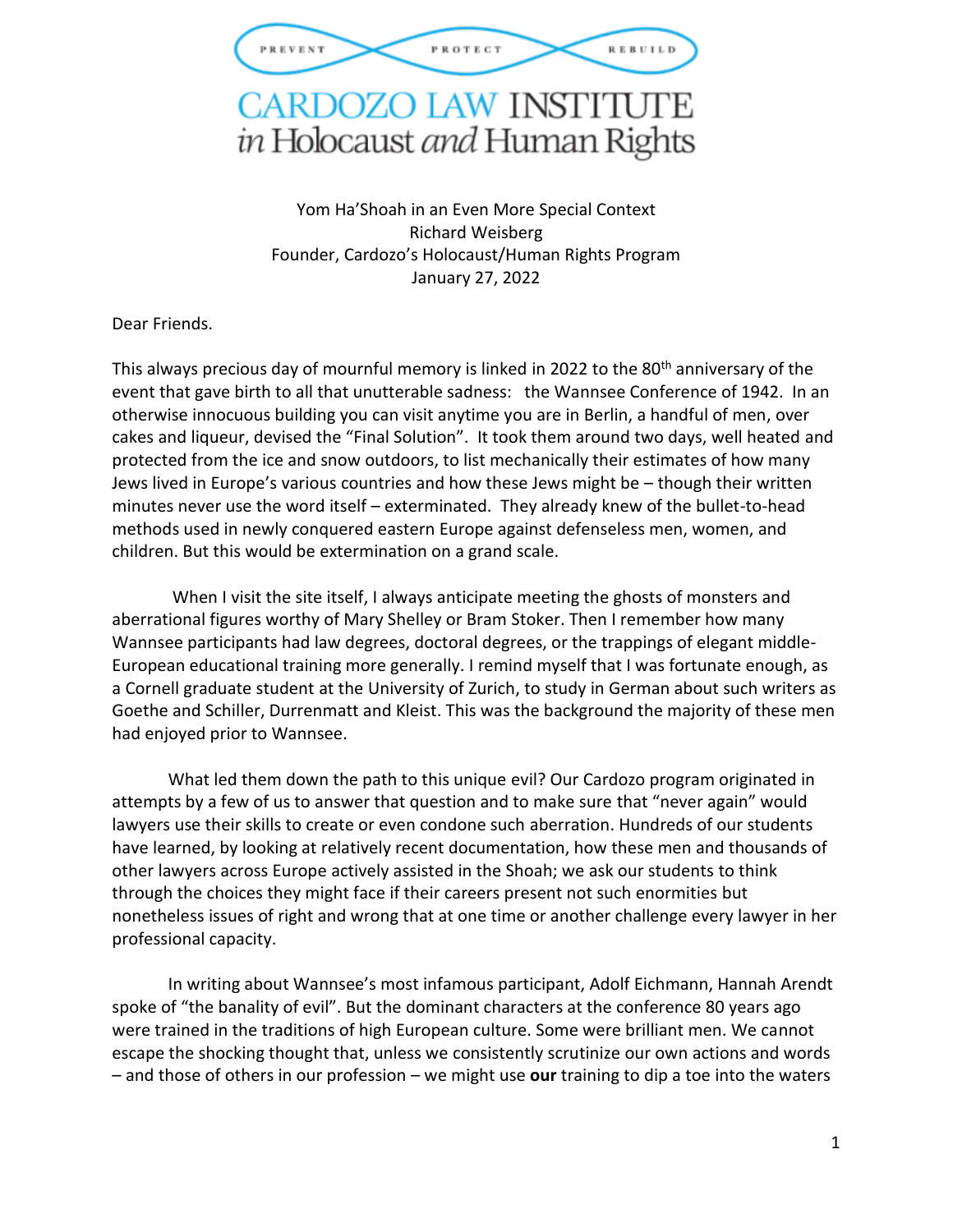PREVENT PROTECT REBUILD

# CARDOZO LAW INSTITUTE *in* Holocaust *and* Human Rights

Yom Ha'Shoah in an Even More Special Context
Richard Weisberg
Founder, Cardozo's Holocaust/Human Rights Program
January 27, 2022

Dear Friends.

This always precious day of mournful memory is linked in 2022 to the 80th anniversary of the event that gave birth to all that unutterable sadness: the Wannsee Conference of 1942. In an otherwise innocuous building you can visit anytime you are in Berlin, a handful of men, over cakes and liqueur, devised the "Final Solution". It took them around two days, well heated and protected from the ice and snow outdoors, to list mechanically their estimates of how many Jews lived in Europe's various countries and how these Jews might be – though their written minutes never use the word itself – exterminated. They already knew of the bullet-to-head methods used in newly conquered eastern Europe against defenseless men, women, and children. But this would be extermination on a grand scale.

When I visit the site itself, I always anticipate meeting the ghosts of monsters and aberrational figures worthy of Mary Shelley or Bram Stoker. Then I remember how many Wannsee participants had law degrees, doctoral degrees, or the trappings of elegant middle-European educational training more generally. I remind myself that I was fortunate enough, as a Cornell graduate student at the University of Zurich, to study in German about such writers as Goethe and Schiller, Durrenmatt and Kleist. This was the background the majority of these men had enjoyed prior to Wannsee.

What led them down the path to this unique evil? Our Cardozo program originated in attempts by a few of us to answer that question and to make sure that "never again" would lawyers use their skills to create or even condone such aberration. Hundreds of our students have learned, by looking at relatively recent documentation, how these men and thousands of other lawyers across Europe actively assisted in the Shoah; we ask our students to think through the choices they might face if their careers present not such enormities but nonetheless issues of right and wrong that at one time or another challenge every lawyer in her professional capacity.

In writing about Wannsee's most infamous participant, Adolf Eichmann, Hannah Arendt spoke of "the banality of evil". But the dominant characters at the conference 80 years ago were trained in the traditions of high European culture. Some were brilliant men. We cannot escape the shocking thought that, unless we consistently scrutinize our own actions and words – and those of others in our profession – we might use **our** training to dip a toe into the waters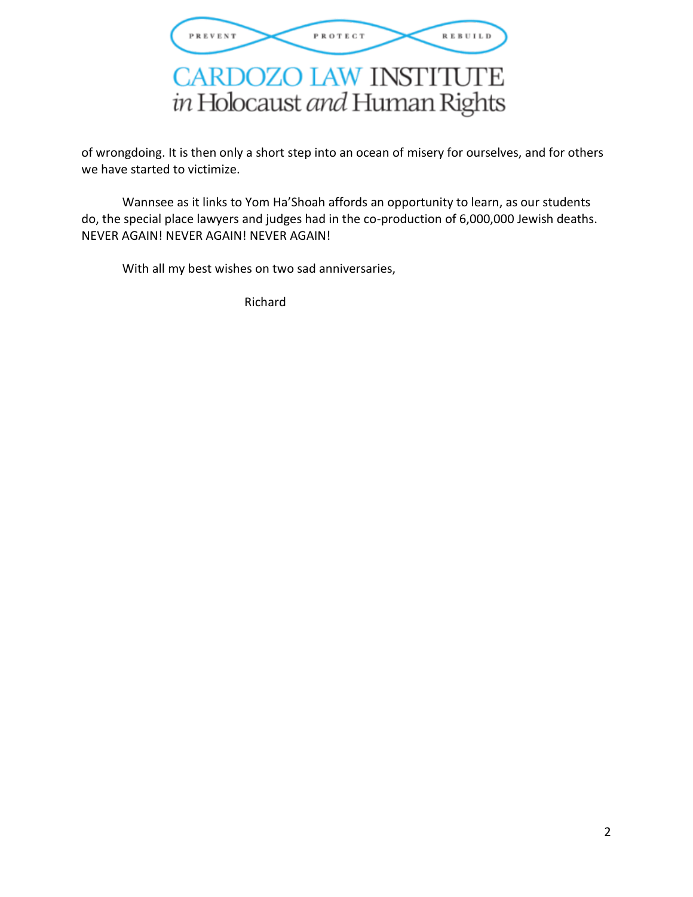of wrongdoing. It is then only a short step into an ocean of misery for ourselves, and for others we have started to victimize.

Wannsee as it links to Yom Ha'Shoah affords an opportunity to learn, as our students do, the special place lawyers and judges had in the co-production of 6,000,000 Jewish deaths. NEVER AGAIN! NEVER AGAIN! NEVER AGAIN!

With all my best wishes on two sad anniversaries,

Richard